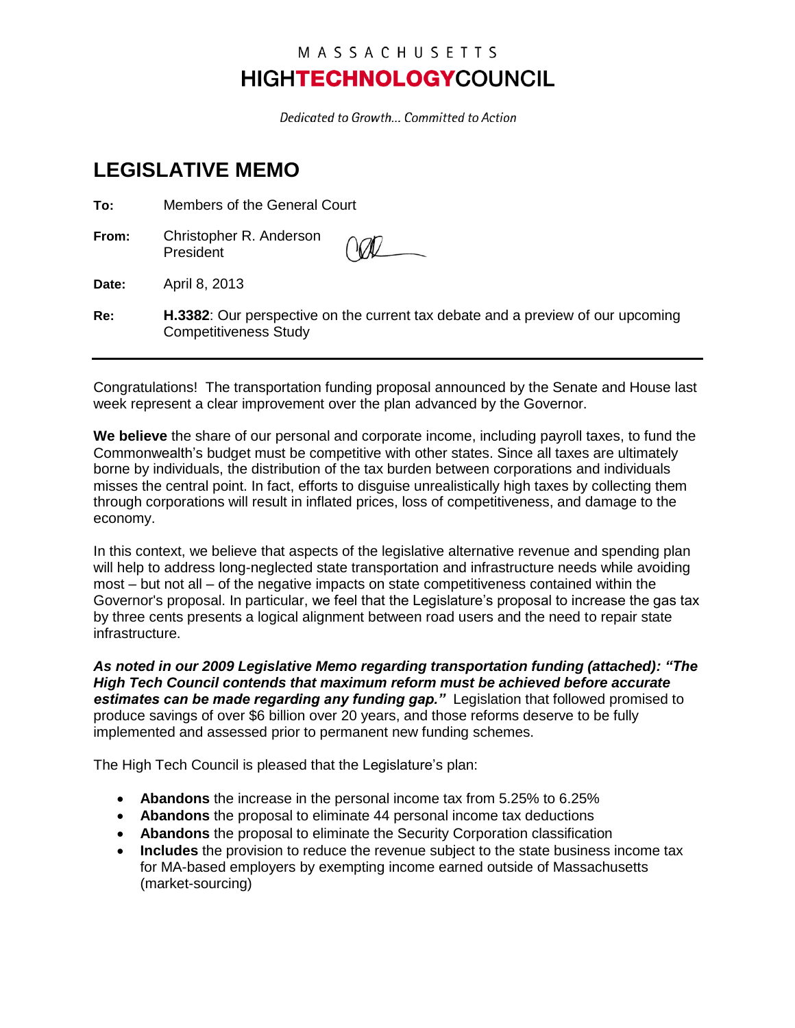MASSACHUSETTS
**HIGHTECHNOLOGYCOUNCIL**

*Dedicated to Growth... Committed to Action*

# LEGISLATIVE MEMO

**To:** Members of the General Court

**From:** Christopher R. Anderson
President

**Date:** April 8, 2013

**Re:** **H.3382**: Our perspective on the current tax debate and a preview of our upcoming Competitiveness Study

---

Congratulations! The transportation funding proposal announced by the Senate and House last week represent a clear improvement over the plan advanced by the Governor.

**We believe** the share of our personal and corporate income, including payroll taxes, to fund the Commonwealth's budget must be competitive with other states. Since all taxes are ultimately borne by individuals, the distribution of the tax burden between corporations and individuals misses the central point. In fact, efforts to disguise unrealistically high taxes by collecting them through corporations will result in inflated prices, loss of competitiveness, and damage to the economy.

In this context, we believe that aspects of the legislative alternative revenue and spending plan will help to address long-neglected state transportation and infrastructure needs while avoiding most – but not all – of the negative impacts on state competitiveness contained within the Governor's proposal. In particular, we feel that the Legislature's proposal to increase the gas tax by three cents presents a logical alignment between road users and the need to repair state infrastructure.

***As noted in our 2009 Legislative Memo regarding transportation funding (attached): "The High Tech Council contends that maximum reform must be achieved before accurate estimates can be made regarding any funding gap."*** Legislation that followed promised to produce savings of over $6 billion over 20 years, and those reforms deserve to be fully implemented and assessed prior to permanent new funding schemes.

The High Tech Council is pleased that the Legislature's plan:

- **Abandons** the increase in the personal income tax from 5.25% to 6.25%
- **Abandons** the proposal to eliminate 44 personal income tax deductions
- **Abandons** the proposal to eliminate the Security Corporation classification
- **Includes** the provision to reduce the revenue subject to the state business income tax for MA-based employers by exempting income earned outside of Massachusetts (market-sourcing)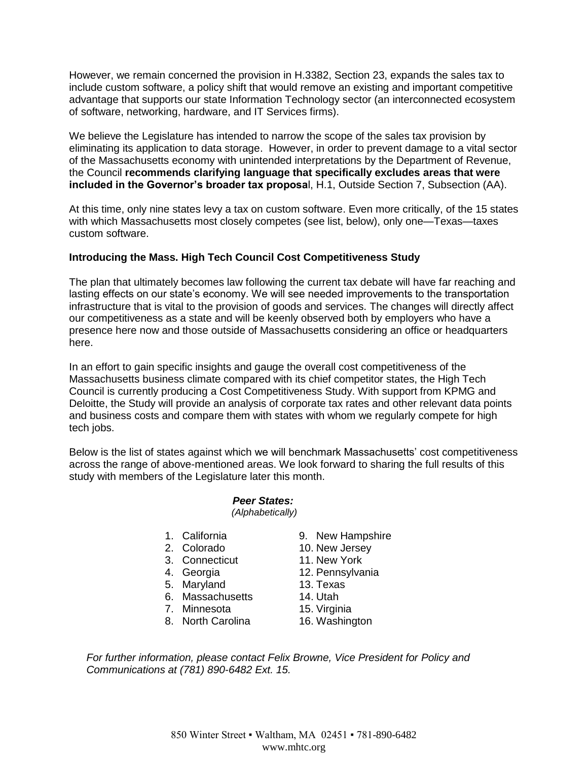However, we remain concerned the provision in H.3382, Section 23, expands the sales tax to include custom software, a policy shift that would remove an existing and important competitive advantage that supports our state Information Technology sector (an interconnected ecosystem of software, networking, hardware, and IT Services firms).

We believe the Legislature has intended to narrow the scope of the sales tax provision by eliminating its application to data storage. However, in order to prevent damage to a vital sector of the Massachusetts economy with unintended interpretations by the Department of Revenue, the Council **recommends clarifying language that specifically excludes areas that were included in the Governor's broader tax proposa**l, H.1, Outside Section 7, Subsection (AA).

At this time, only nine states levy a tax on custom software. Even more critically, of the 15 states with which Massachusetts most closely competes (see list, below), only one—Texas—taxes custom software.

**Introducing the Mass. High Tech Council Cost Competitiveness Study**

The plan that ultimately becomes law following the current tax debate will have far reaching and lasting effects on our state's economy. We will see needed improvements to the transportation infrastructure that is vital to the provision of goods and services. The changes will directly affect our competitiveness as a state and will be keenly observed both by employers who have a presence here now and those outside of Massachusetts considering an office or headquarters here.

In an effort to gain specific insights and gauge the overall cost competitiveness of the Massachusetts business climate compared with its chief competitor states, the High Tech Council is currently producing a Cost Competitiveness Study. With support from KPMG and Deloitte, the Study will provide an analysis of corporate tax rates and other relevant data points and business costs and compare them with states with whom we regularly compete for high tech jobs.

Below is the list of states against which we will benchmark Massachusetts' cost competitiveness across the range of above-mentioned areas. We look forward to sharing the full results of this study with members of the Legislature later this month.

***Peer States:***
*(Alphabetically)*

1. California
2. Colorado
3. Connecticut
4. Georgia
5. Maryland
6. Massachusetts
7. Minnesota
8. North Carolina
9. New Hampshire
10. New Jersey
11. New York
12. Pennsylvania
13. Texas
14. Utah
15. Virginia
16. Washington

*For further information, please contact Felix Browne, Vice President for Policy and Communications at (781) 890-6482 Ext. 15.*

850 Winter Street ▪ Waltham, MA 02451 ▪ 781-890-6482
www.mhtc.org